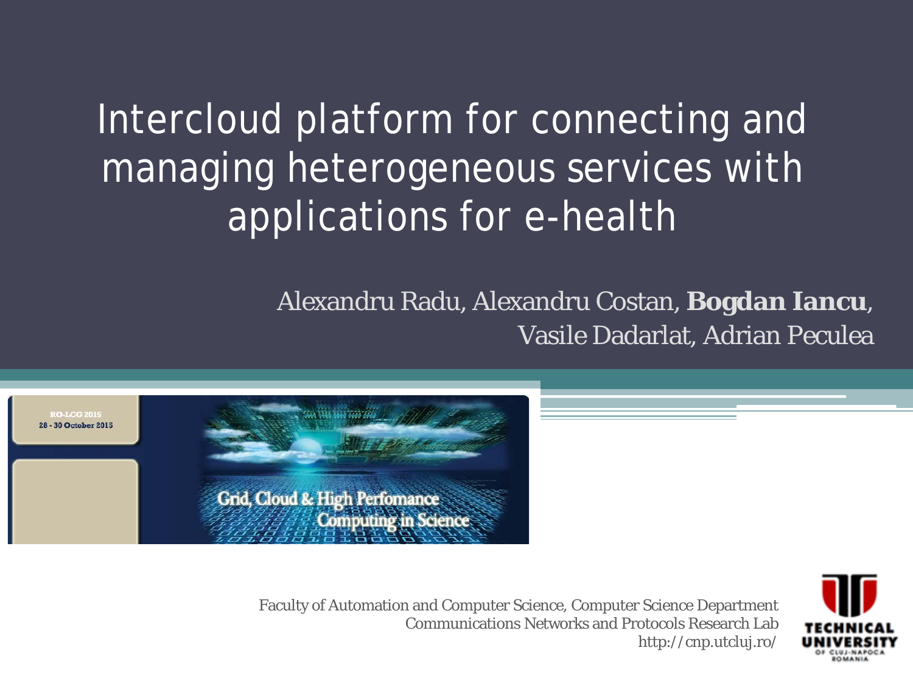# Intercloud platform for connecting and managing heterogeneous services with applications for e-health

Alexandru Radu, Alexandru Costan, **Bogdan Iancu**, Vasile Dadarlat, Adrian Peculea

RO-LCG 2015
28 - 30 October 2015

Grid, Cloud & High Perfomance Computing in Science

Faculty of Automation and Computer Science, Computer Science Department
Communications Networks and Protocols Research Lab
http://cnp.utcluj.ro/

TECHNICAL UNIVERSITY OF CLUJ-NAPOCA ROMANIA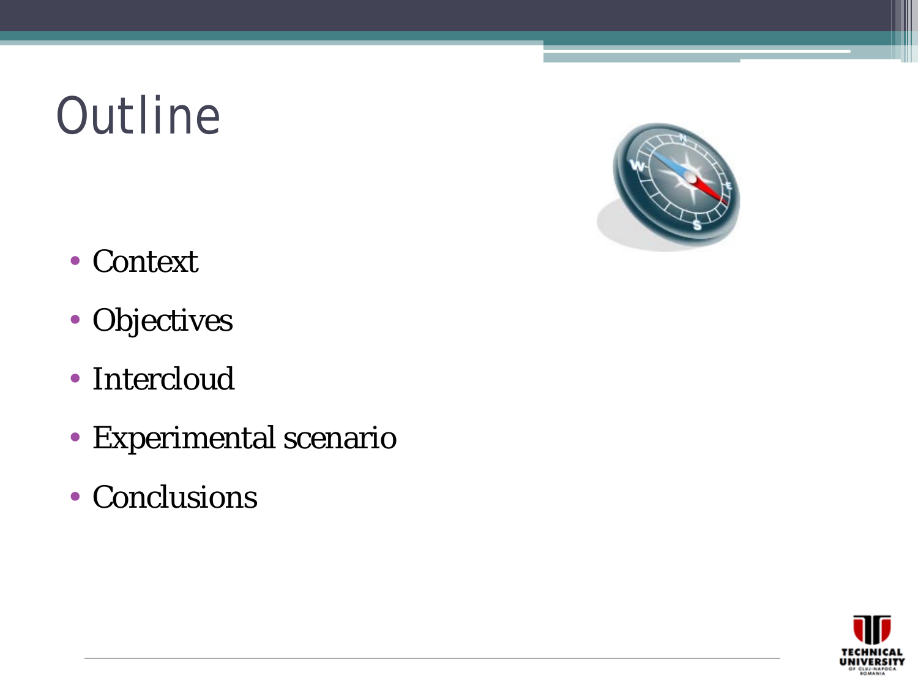# Outline

- Context
- Objectives
- Intercloud
- Experimental scenario
- Conclusions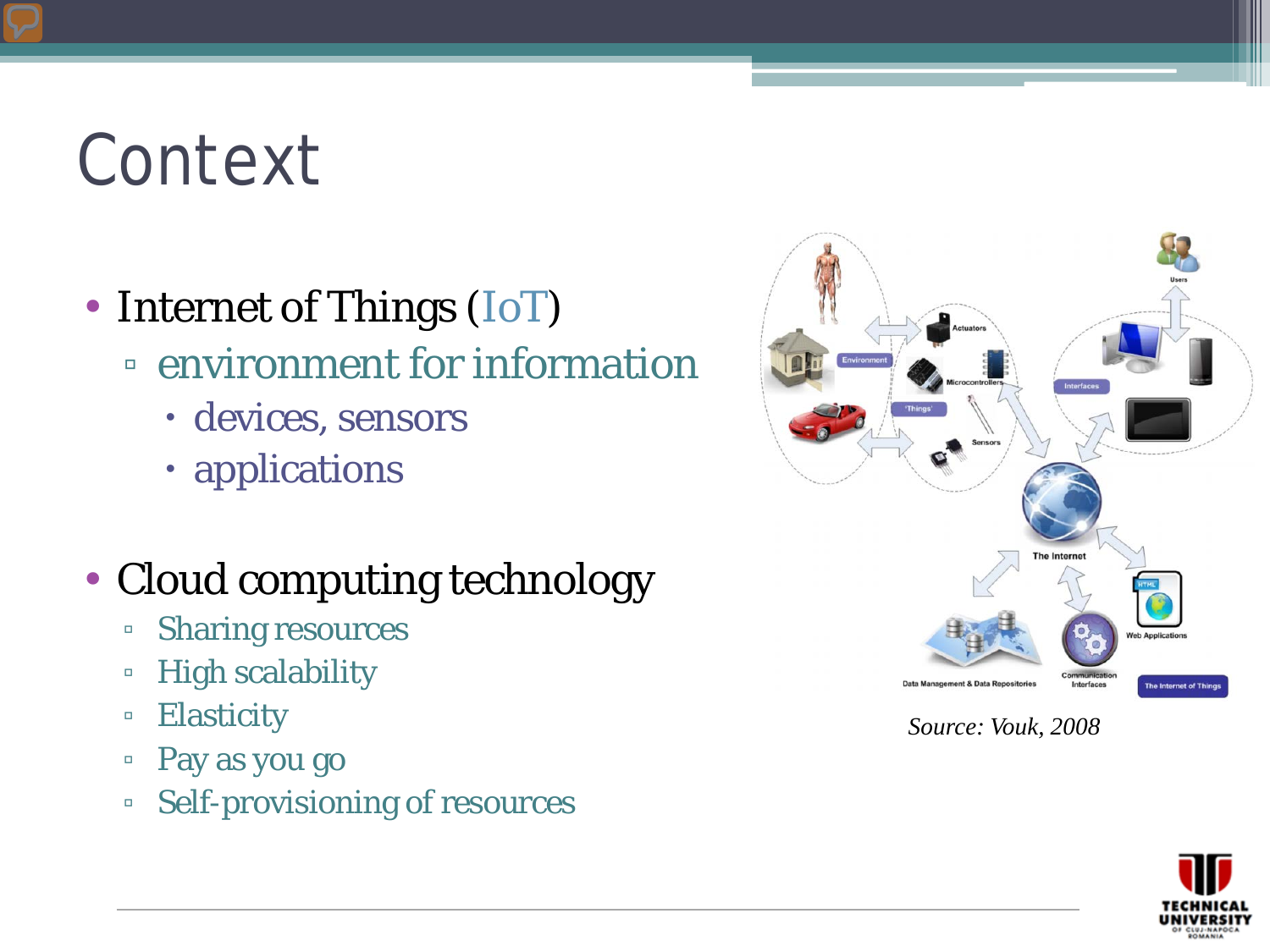# Context

- Internet of Things (IoT)
  - environment for information
    - devices, sensors
    - applications

- Cloud computing technology
  - Sharing resources
  - High scalability
  - Elasticity
  - Pay as you go
  - Self-provisioning of resources

*Source: Vouk, 2008*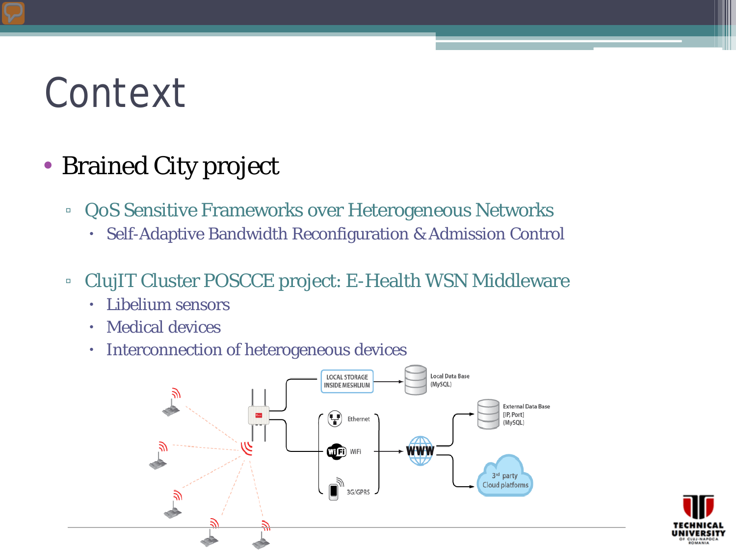# Context

- Brained City project
  - QoS Sensitive Frameworks over Heterogeneous Networks
    - Self-Adaptive Bandwidth Reconfiguration & Admission Control
  - ClujIT Cluster POSCCE project: E-Health WSN Middleware
    - Libelium sensors
    - Medical devices
    - Interconnection of heterogeneous devices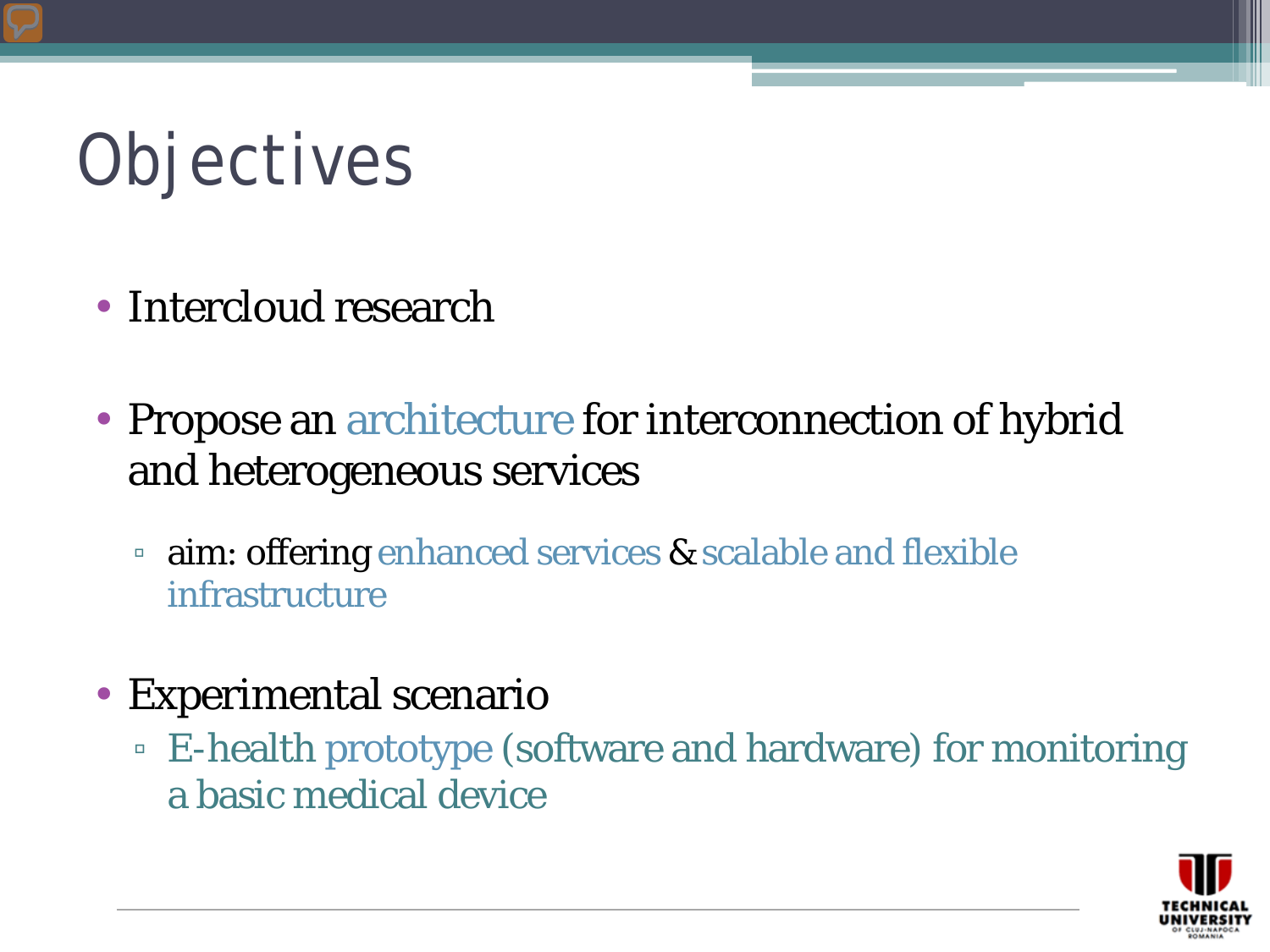# Objectives

- Intercloud research
- Propose an architecture for interconnection of hybrid and heterogeneous services
  - aim: offering enhanced services & scalable and flexible infrastructure
- Experimental scenario
  - E-health prototype (software and hardware) for monitoring a basic medical device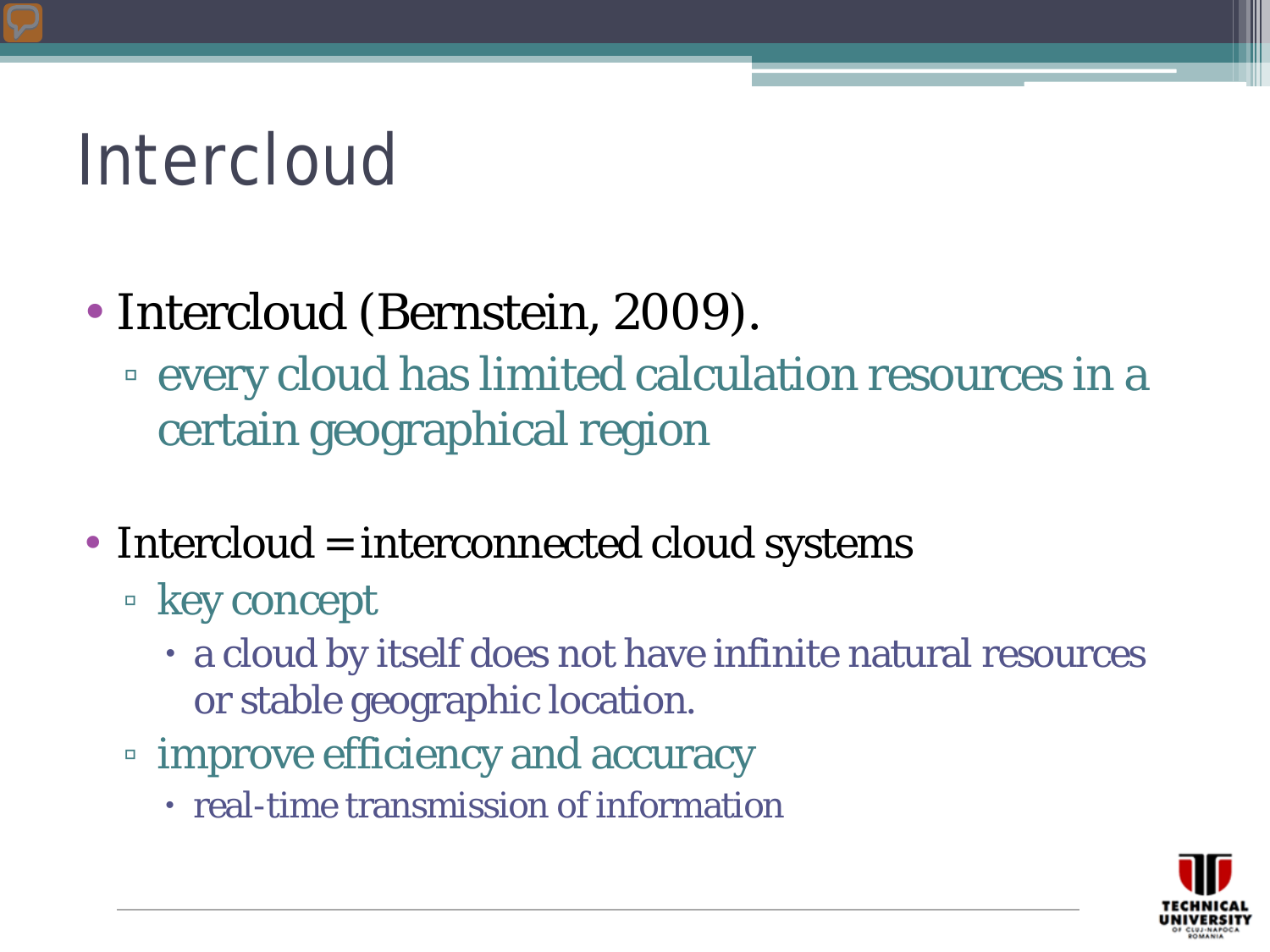# Intercloud

- Intercloud (Bernstein, 2009).
  - every cloud has limited calculation resources in a certain geographical region

- Intercloud = interconnected cloud systems
  - key concept
    - a cloud by itself does not have infinite natural resources or stable geographic location.
  - improve efficiency and accuracy
    - real-time transmission of information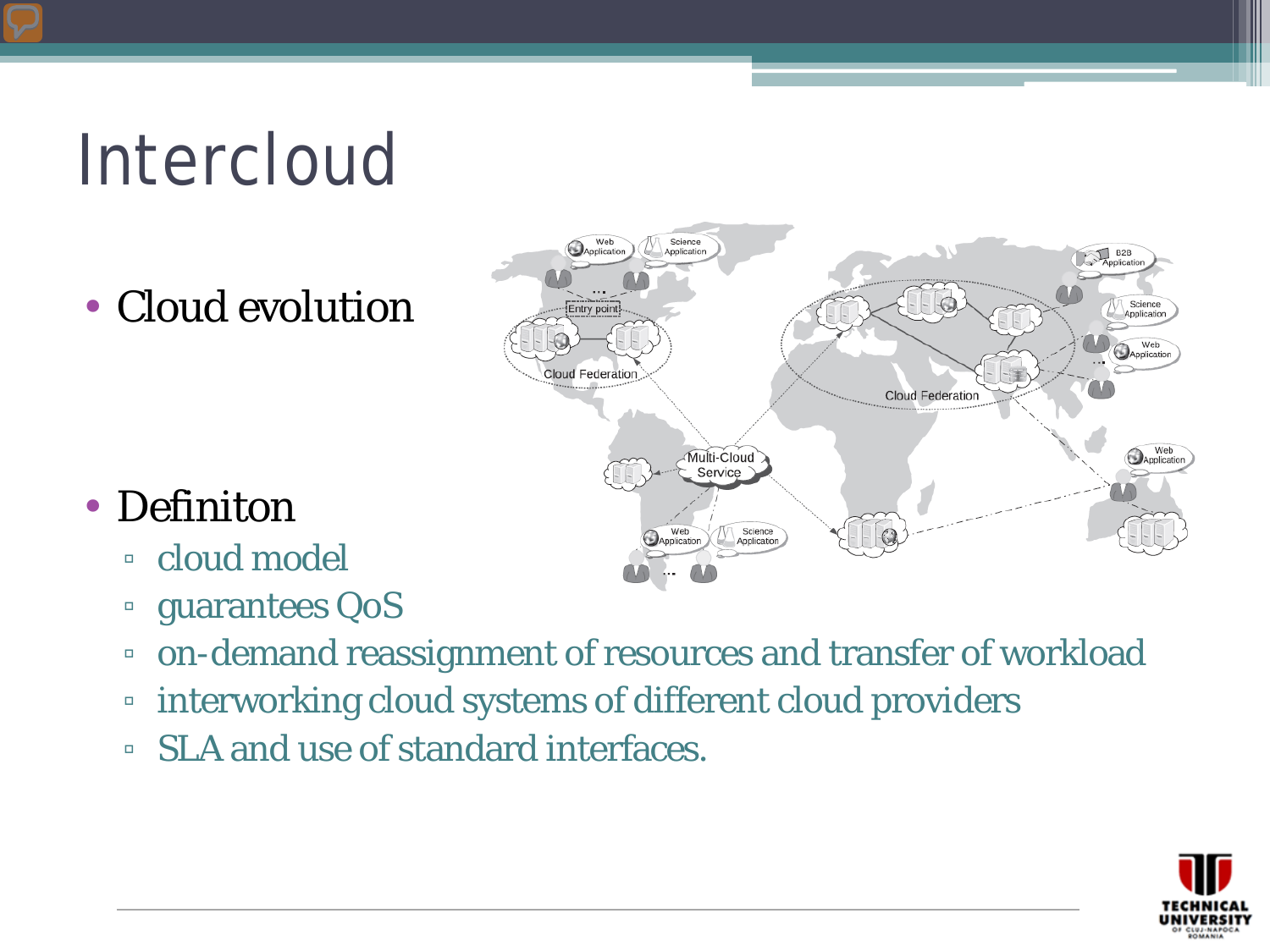# Intercloud

- Cloud evolution
- Definiton
  - cloud model
  - guarantees QoS
  - on-demand reassignment of resources and transfer of workload
  - interworking cloud systems of different cloud providers
  - SLA and use of standard interfaces.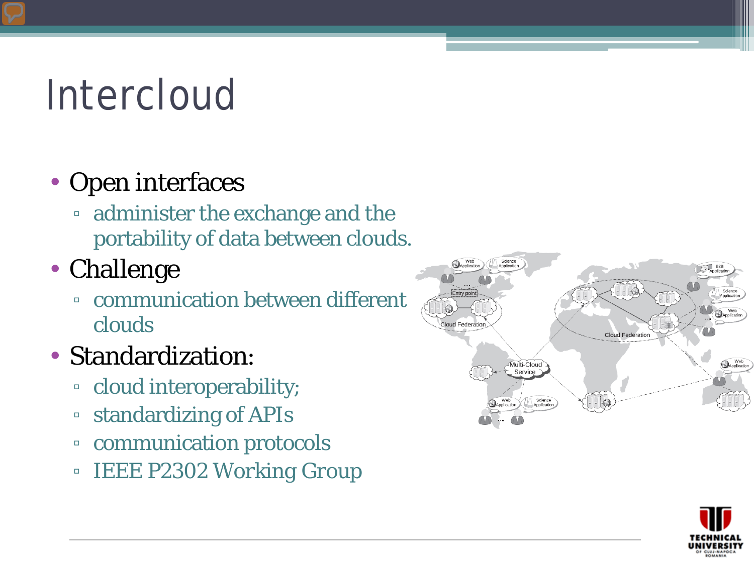# Intercloud

- Open interfaces
  - administer the exchange and the portability of data between clouds.
- Challenge
  - communication between different clouds
- Standardization:
  - cloud interoperability;
  - standardizing of APIs
  - communication protocols
  - IEEE P2302 Working Group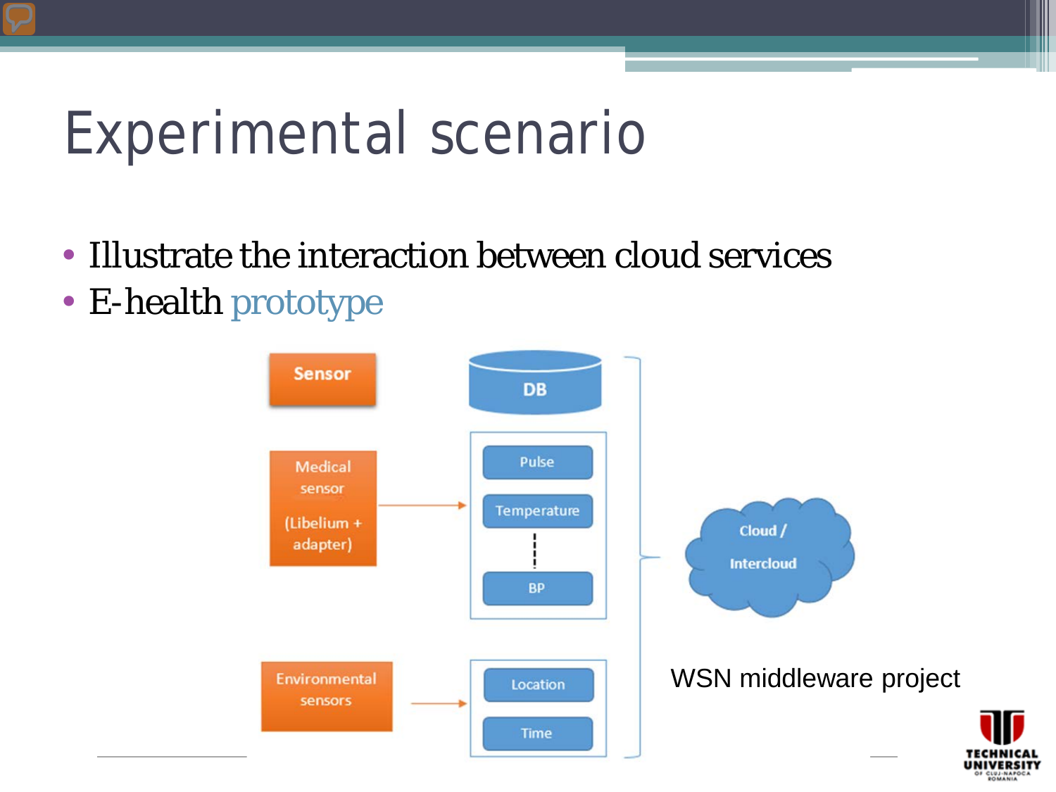# Experimental scenario

- Illustrate the interaction between cloud services
- E-health prototype

Sensor

Medical sensor (Libelium + adapter)

Environmental sensors

DB

Pulse

Temperature

BP

Location

Time

Cloud / Intercloud

WSN middleware project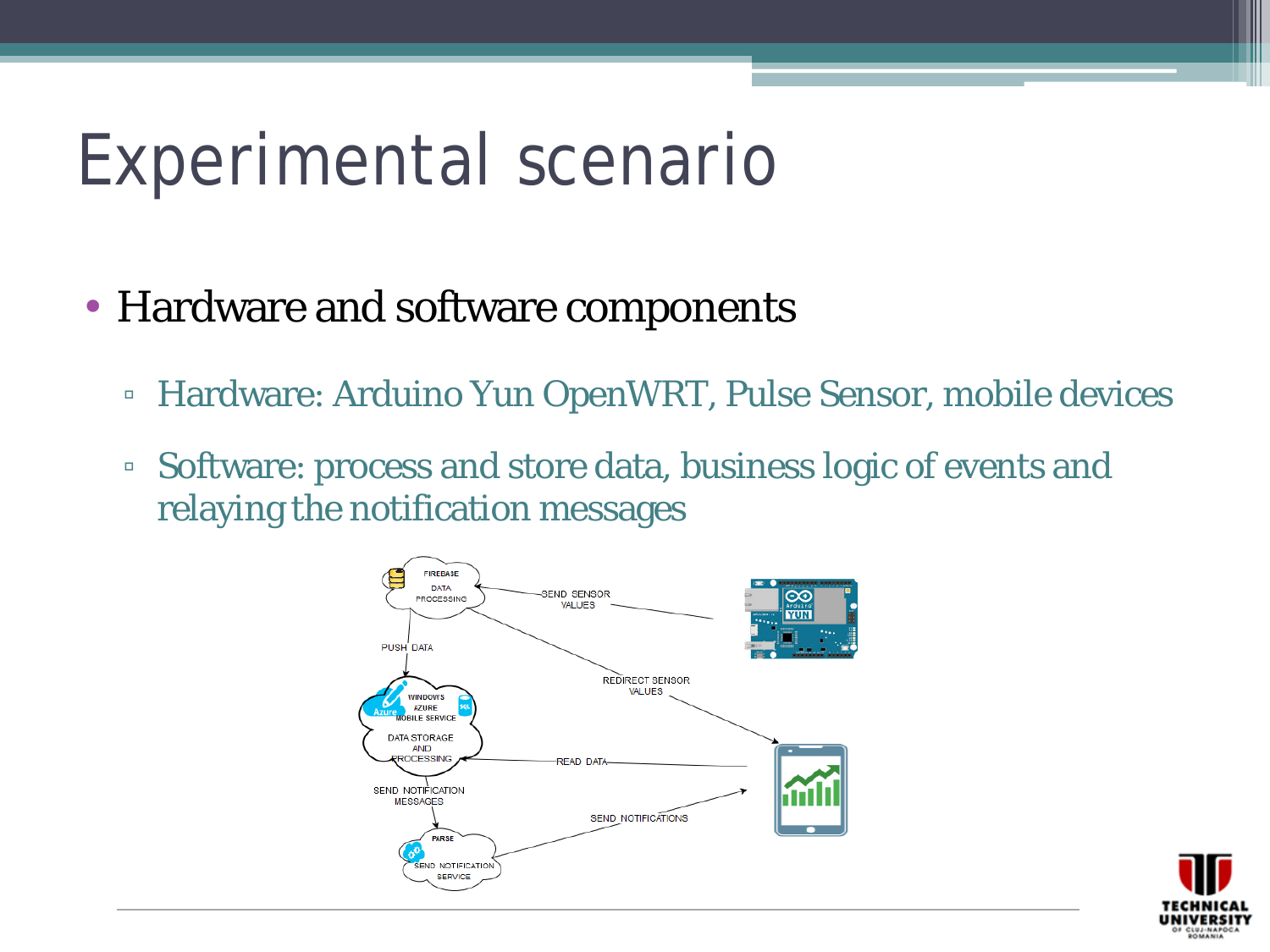# Experimental scenario

- Hardware and software components
  - Hardware: Arduino Yun OpenWRT, Pulse Sensor, mobile devices
  - Software: process and store data, business logic of events and relaying the notification messages

FIREBASE DATA PROCESSING

SEND SENSOR VALUES

PUSH DATA

REDIRECT SENSOR VALUES

WINDOWS AZURE MOBILE SERVICE

DATA STORAGE AND PROCESSING

READ DATA

SEND NOTIFICATION MESSAGES

SEND NOTIFICATIONS

PARSE

SEND NOTIFICATION SERVICE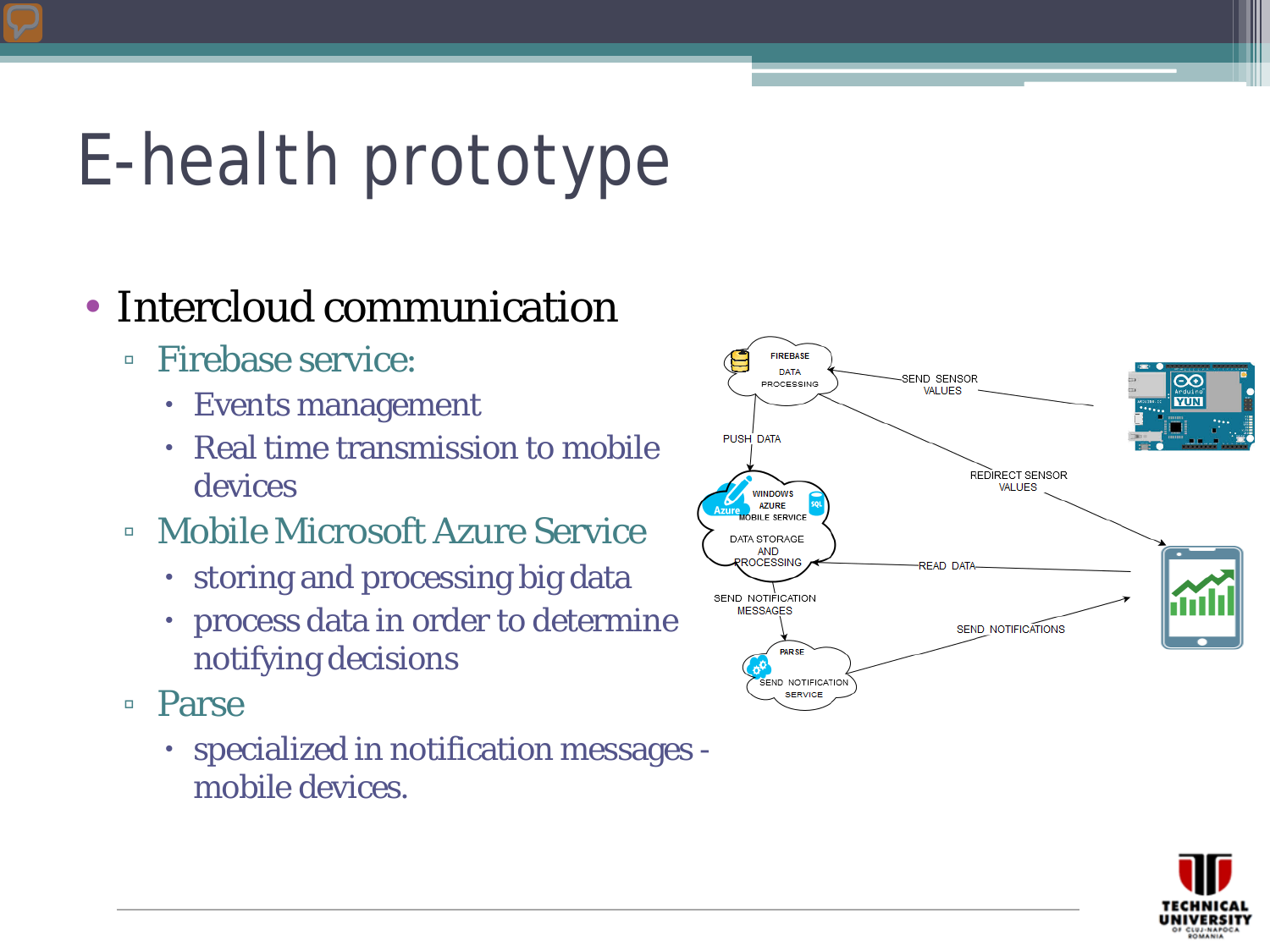# E-health prototype

- Intercloud communication
  - Firebase service:
    - Events management
    - Real time transmission to mobile devices
  - Mobile Microsoft Azure Service
    - storing and processing big data
    - process data in order to determine notifying decisions
  - Parse
    - specialized in notification messages - mobile devices.

FIREBASE DATA PROCESSING

SEND SENSOR VALUES

PUSH DATA

REDIRECT SENSOR VALUES

WINDOWS AZURE MOBILE SERVICE

DATA STORAGE AND PROCESSING

READ DATA

SEND NOTIFICATION MESSAGES

SEND NOTIFICATIONS

PARSE SEND NOTIFICATION SERVICE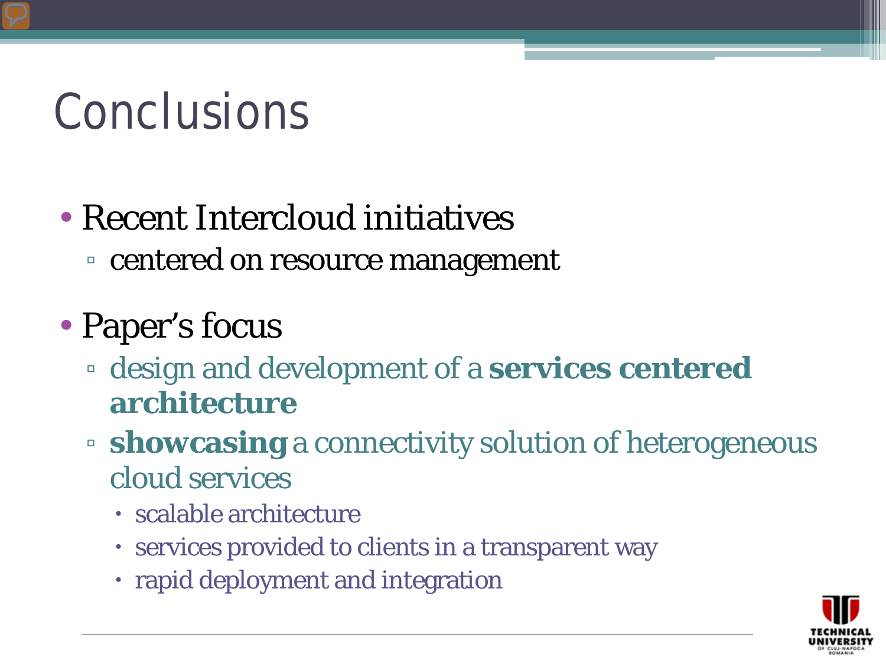# Conclusions

- Recent Intercloud initiatives
  - centered on resource management
- Paper's focus
  - design and development of a **services centered architecture**
  - **showcasing** a connectivity solution of heterogeneous cloud services
    - scalable architecture
    - services provided to clients in a transparent way
    - rapid deployment and integration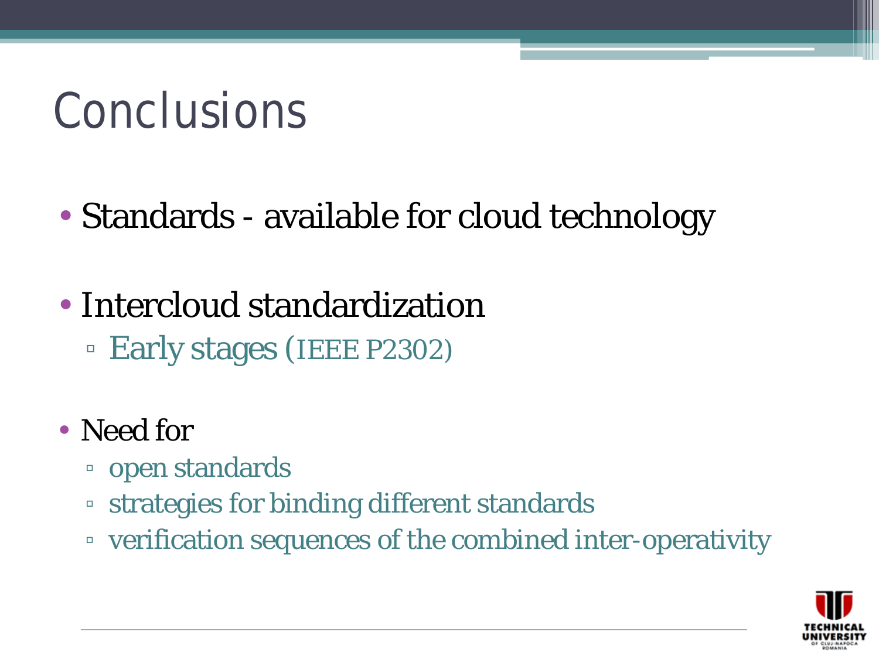# Conclusions

- Standards - available for cloud technology
- Intercloud standardization
  - Early stages (IEEE P2302)
- Need for
  - open standards
  - strategies for binding different standards
  - verification sequences of the combined inter-operativity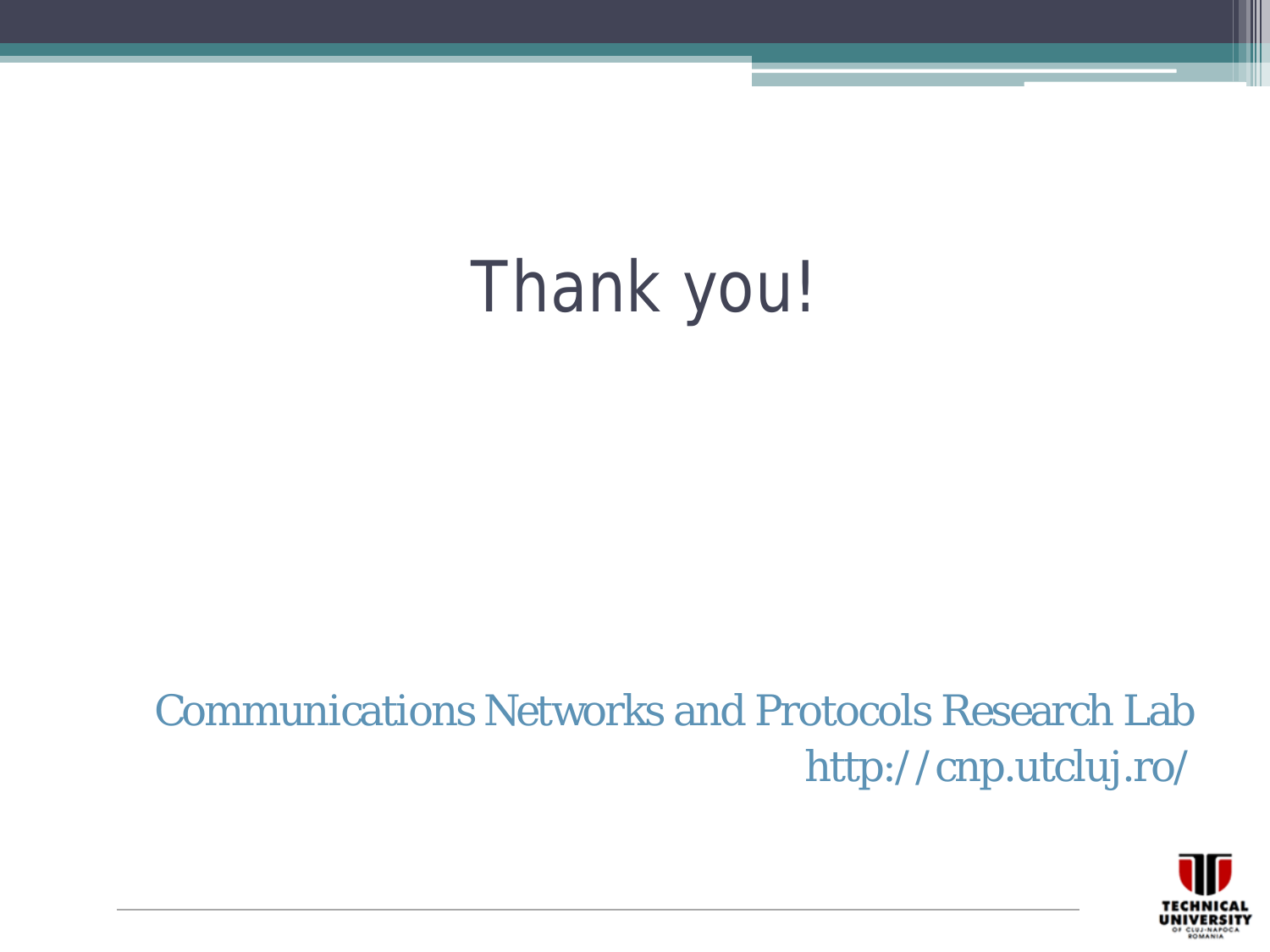# Thank you!

Communications Networks and Protocols Research Lab
http://cnp.utcluj.ro/